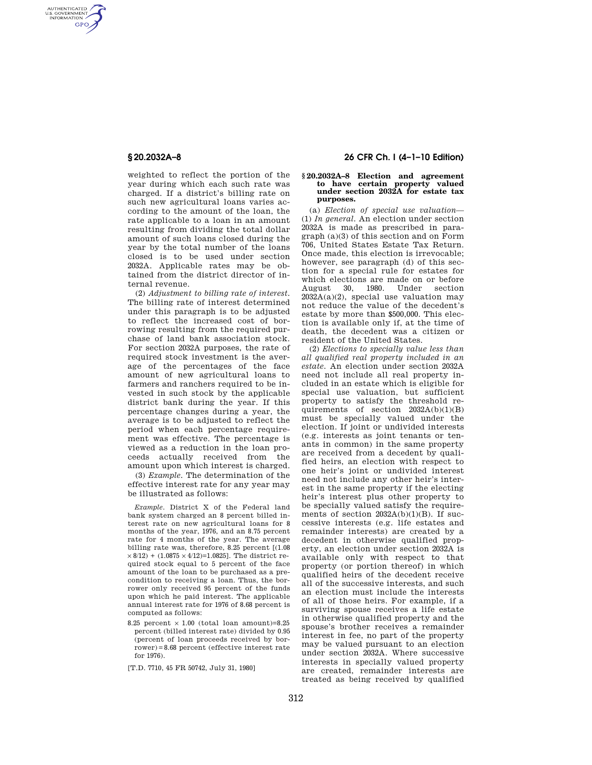weighted to reflect the portion of the year during which each such rate was charged. If a district's billing rate on such new agricultural loans varies according to the amount of the loan, the rate applicable to a loan in an amount resulting from dividing the total dollar amount of such loans closed during the year by the total number of the loans closed is to be used under section 2032A. Applicable rates may be obtained from the district director of internal revenue.

(2) *Adjustment to billing rate of interest.* The billing rate of interest determined under this paragraph is to be adjusted to reflect the increased cost of borrowing resulting from the required purchase of land bank association stock. For section 2032A purposes, the rate of required stock investment is the average of the percentages of the face amount of new agricultural loans to farmers and ranchers required to be invested in such stock by the applicable district bank during the year. If this percentage changes during a year, the average is to be adjusted to reflect the period when each percentage requirement was effective. The percentage is viewed as a reduction in the loan proceeds actually received from the amount upon which interest is charged.

(3) *Example.* The determination of the effective interest rate for any year may be illustrated as follows:

*Example.* District X of the Federal land bank system charged an 8 percent billed interest rate on new agricultural loans for 8 months of the year, 1976, and an 8.75 percent rate for 4 months of the year. The average billing rate was, therefore, 8.25 percent [$(1.08 \times 8/12) + (1.0875 \times 4/12) = 1.0825$]. The district required stock equal to 5 percent of the face amount of the loan to be purchased as a precondition to receiving a loan. Thus, the borrower only received 95 percent of the funds upon which he paid interest. The applicable annual interest rate for 1976 of 8.68 percent is computed as follows:

8.25 percent $\times$ 1.00 (total loan amount)=8.25 percent (billed interest rate) divided by 0.95 (percent of loan proceeds received by borrower) = 8.68 percent (effective interest rate for 1976).

[T.D. 7710, 45 FR 50742, July 31, 1980]

## § 20.2032A–8 Election and agreement to have certain property valued under section 2032A for estate tax purposes.

(a) *Election of special use valuation*—(1) *In general.* An election under section 2032A is made as prescribed in paragraph (a)(3) of this section and on Form 706, United States Estate Tax Return. Once made, this election is irrevocable; however, see paragraph (d) of this section for a special rule for estates for which elections are made on or before August 30, 1980. Under section 2032A(a)(2), special use valuation may not reduce the value of the decedent's estate by more than $500,000. This election is available only if, at the time of death, the decedent was a citizen or resident of the United States.

(2) *Elections to specially value less than all qualified real property included in an estate.* An election under section 2032A need not include all real property included in an estate which is eligible for special use valuation, but sufficient property to satisfy the threshold requirements of section 2032A(b)(1)(B) must be specially valued under the election. If joint or undivided interests (e.g. interests as joint tenants or tenants in common) in the same property are received from a decedent by qualified heirs, an election with respect to one heir's joint or undivided interest need not include any other heir's interest in the same property if the electing heir's interest plus other property to be specially valued satisfy the requirements of section 2032A(b)(1)(B). If successive interests (e.g. life estates and remainder interests) are created by a decedent in otherwise qualified property, an election under section 2032A is available only with respect to that property (or portion thereof) in which qualified heirs of the decedent receive all of the successive interests, and such an election must include the interests of all of those heirs. For example, if a surviving spouse receives a life estate in otherwise qualified property and the spouse's brother receives a remainder interest in fee, no part of the property may be valued pursuant to an election under section 2032A. Where successive interests in specially valued property are created, remainder interests are treated as being received by qualified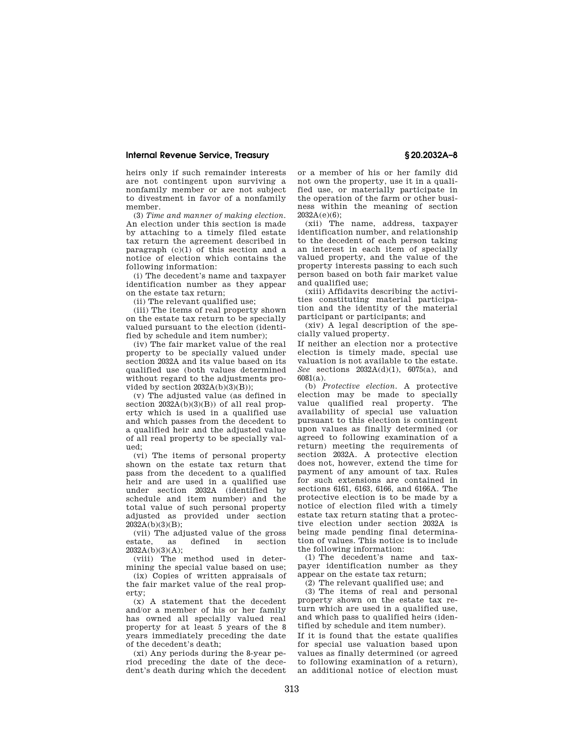heirs only if such remainder interests are not contingent upon surviving a nonfamily member or are not subject to divestment in favor of a nonfamily member.

(3) *Time and manner of making election.* An election under this section is made by attaching to a timely filed estate tax return the agreement described in paragraph (c)(1) of this section and a notice of election which contains the following information:

(i) The decedent's name and taxpayer identification number as they appear on the estate tax return;

(ii) The relevant qualified use;

(iii) The items of real property shown on the estate tax return to be specially valued pursuant to the election (identified by schedule and item number);

(iv) The fair market value of the real property to be specially valued under section 2032A and its value based on its qualified use (both values determined without regard to the adjustments provided by section 2032A(b)(3)(B));

(v) The adjusted value (as defined in section 2032A(b)(3)(B)) of all real property which is used in a qualified use and which passes from the decedent to a qualified heir and the adjusted value of all real property to be specially valued;

(vi) The items of personal property shown on the estate tax return that pass from the decedent to a qualified heir and are used in a qualified use under section 2032A (identified by schedule and item number) and the total value of such personal property adjusted as provided under section 2032A(b)(3)(B);

(vii) The adjusted value of the gross estate, as defined in section 2032A(b)(3)(A);

(viii) The method used in determining the special value based on use;

(ix) Copies of written appraisals of the fair market value of the real property;

(x) A statement that the decedent and/or a member of his or her family has owned all specially valued real property for at least 5 years of the 8 years immediately preceding the date of the decedent's death;

(xi) Any periods during the 8-year period preceding the date of the decedent's death during which the decedent or a member of his or her family did not own the property, use it in a qualified use, or materially participate in the operation of the farm or other business within the meaning of section 2032A(e)(6);

(xii) The name, address, taxpayer identification number, and relationship to the decedent of each person taking an interest in each item of specially valued property, and the value of the property interests passing to each such person based on both fair market value and qualified use;

(xiii) Affidavits describing the activities constituting material participation and the identity of the material participant or participants; and

(xiv) A legal description of the specially valued property.

If neither an election nor a protective election is timely made, special use valuation is not available to the estate. *See* sections 2032A(d)(1), 6075(a), and 6081(a).

(b) *Protective election.* A protective election may be made to specially value qualified real property. The availability of special use valuation pursuant to this election is contingent upon values as finally determined (or agreed to following examination of a return) meeting the requirements of section 2032A. A protective election does not, however, extend the time for payment of any amount of tax. Rules for such extensions are contained in sections 6161, 6163, 6166, and 6166A. The protective election is to be made by a notice of election filed with a timely estate tax return stating that a protective election under section 2032A is being made pending final determination of values. This notice is to include the following information:

(1) The decedent's name and taxpayer identification number as they appear on the estate tax return;

(2) The relevant qualified use; and

(3) The items of real and personal property shown on the estate tax return which are used in a qualified use, and which pass to qualified heirs (identified by schedule and item number).

If it is found that the estate qualifies for special use valuation based upon values as finally determined (or agreed to following examination of a return), an additional notice of election must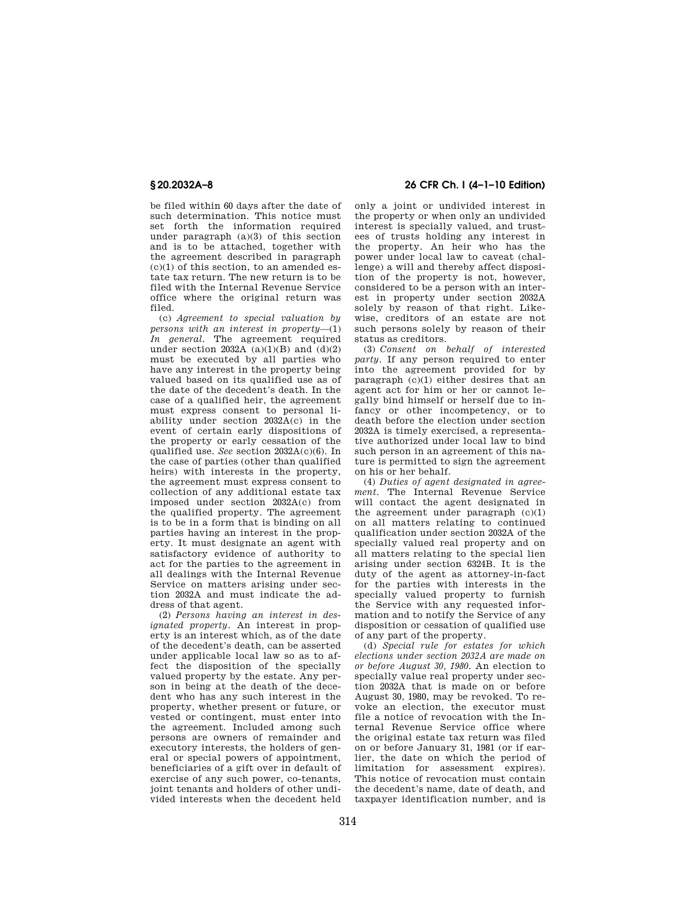be filed within 60 days after the date of such determination. This notice must set forth the information required under paragraph (a)(3) of this section and is to be attached, together with the agreement described in paragraph (c)(1) of this section, to an amended estate tax return. The new return is to be filed with the Internal Revenue Service office where the original return was filed.

(c) *Agreement to special valuation by persons with an interest in property*—(1) *In general.* The agreement required under section 2032A (a)(1)(B) and (d)(2) must be executed by all parties who have any interest in the property being valued based on its qualified use as of the date of the decedent's death. In the case of a qualified heir, the agreement must express consent to personal liability under section 2032A(c) in the event of certain early dispositions of the property or early cessation of the qualified use. *See* section 2032A(c)(6). In the case of parties (other than qualified heirs) with interests in the property, the agreement must express consent to collection of any additional estate tax imposed under section 2032A(c) from the qualified property. The agreement is to be in a form that is binding on all parties having an interest in the property. It must designate an agent with satisfactory evidence of authority to act for the parties to the agreement in all dealings with the Internal Revenue Service on matters arising under section 2032A and must indicate the address of that agent.

(2) *Persons having an interest in designated property.* An interest in property is an interest which, as of the date of the decedent's death, can be asserted under applicable local law so as to affect the disposition of the specially valued property by the estate. Any person in being at the death of the decedent who has any such interest in the property, whether present or future, or vested or contingent, must enter into the agreement. Included among such persons are owners of remainder and executory interests, the holders of general or special powers of appointment, beneficiaries of a gift over in default of exercise of any such power, co-tenants, joint tenants and holders of other undivided interests when the decedent held only a joint or undivided interest in the property or when only an undivided interest is specially valued, and trustees of trusts holding any interest in the property. An heir who has the power under local law to caveat (challenge) a will and thereby affect disposition of the property is not, however, considered to be a person with an interest in property under section 2032A solely by reason of that right. Likewise, creditors of an estate are not such persons solely by reason of their status as creditors.

(3) *Consent on behalf of interested party.* If any person required to enter into the agreement provided for by paragraph (c)(1) either desires that an agent act for him or her or cannot legally bind himself or herself due to infancy or other incompetency, or to death before the election under section 2032A is timely exercised, a representative authorized under local law to bind such person in an agreement of this nature is permitted to sign the agreement on his or her behalf.

(4) *Duties of agent designated in agreement.* The Internal Revenue Service will contact the agent designated in the agreement under paragraph (c)(1) on all matters relating to continued qualification under section 2032A of the specially valued real property and on all matters relating to the special lien arising under section 6324B. It is the duty of the agent as attorney-in-fact for the parties with interests in the specially valued property to furnish the Service with any requested information and to notify the Service of any disposition or cessation of qualified use of any part of the property.

(d) *Special rule for estates for which elections under section 2032A are made on or before August 30, 1980.* An election to specially value real property under section 2032A that is made on or before August 30, 1980, may be revoked. To revoke an election, the executor must file a notice of revocation with the Internal Revenue Service office where the original estate tax return was filed on or before January 31, 1981 (or if earlier, the date on which the period of limitation for assessment expires). This notice of revocation must contain the decedent's name, date of death, and taxpayer identification number, and is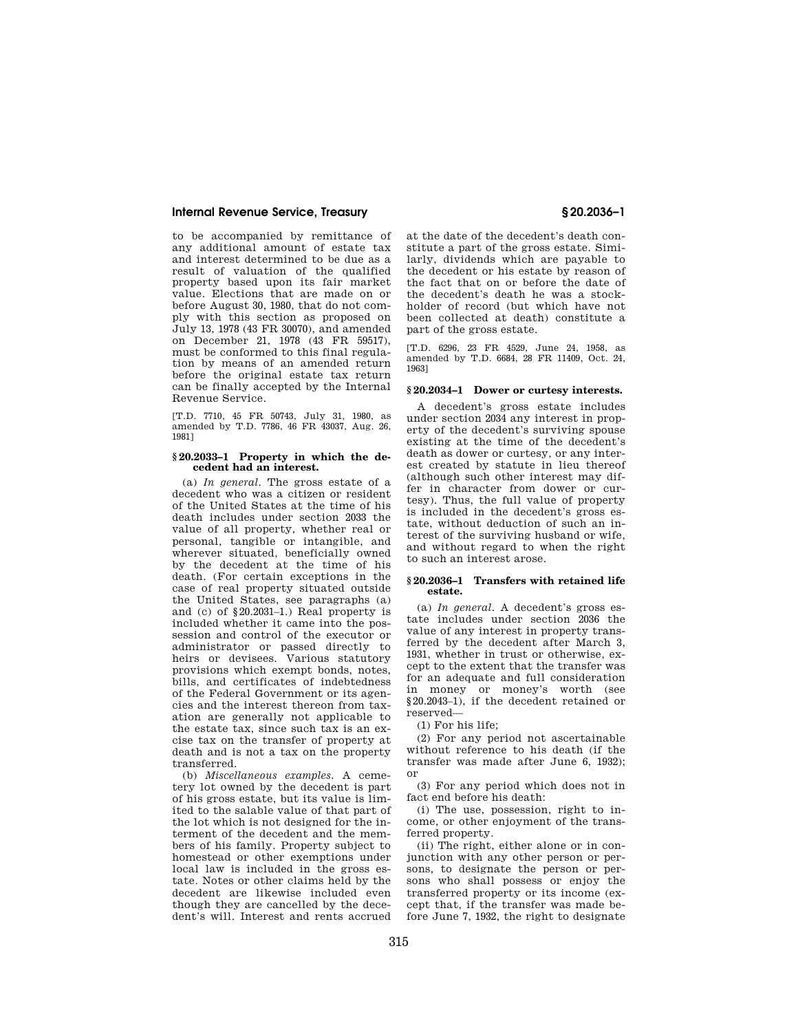to be accompanied by remittance of any additional amount of estate tax and interest determined to be due as a result of valuation of the qualified property based upon its fair market value. Elections that are made on or before August 30, 1980, that do not comply with this section as proposed on July 13, 1978 (43 FR 30070), and amended on December 21, 1978 (43 FR 59517), must be conformed to this final regulation by means of an amended return before the original estate tax return can be finally accepted by the Internal Revenue Service.

[T.D. 7710, 45 FR 50743, July 31, 1980, as amended by T.D. 7786, 46 FR 43037, Aug. 26, 1981]

### § 20.2033–1 Property in which the decedent had an interest.

(a) *In general.* The gross estate of a decedent who was a citizen or resident of the United States at the time of his death includes under section 2033 the value of all property, whether real or personal, tangible or intangible, and wherever situated, beneficially owned by the decedent at the time of his death. (For certain exceptions in the case of real property situated outside the United States, see paragraphs (a) and (c) of §20.2031–1.) Real property is included whether it came into the possession and control of the executor or administrator or passed directly to heirs or devisees. Various statutory provisions which exempt bonds, notes, bills, and certificates of indebtedness of the Federal Government or its agencies and the interest thereon from taxation are generally not applicable to the estate tax, since such tax is an excise tax on the transfer of property at death and is not a tax on the property transferred.

(b) *Miscellaneous examples.* A cemetery lot owned by the decedent is part of his gross estate, but its value is limited to the salable value of that part of the lot which is not designed for the interment of the decedent and the members of his family. Property subject to homestead or other exemptions under local law is included in the gross estate. Notes or other claims held by the decedent are likewise included even though they are cancelled by the decedent's will. Interest and rents accrued at the date of the decedent's death constitute a part of the gross estate. Similarly, dividends which are payable to the decedent or his estate by reason of the fact that on or before the date of the decedent's death he was a stockholder of record (but which have not been collected at death) constitute a part of the gross estate.

[T.D. 6296, 23 FR 4529, June 24, 1958, as amended by T.D. 6684, 28 FR 11409, Oct. 24, 1963]

### § 20.2034–1 Dower or curtesy interests.

A decedent's gross estate includes under section 2034 any interest in property of the decedent's surviving spouse existing at the time of the decedent's death as dower or curtesy, or any interest created by statute in lieu thereof (although such other interest may differ in character from dower or curtesy). Thus, the full value of property is included in the decedent's gross estate, without deduction of such an interest of the surviving husband or wife, and without regard to when the right to such an interest arose.

### § 20.2036–1 Transfers with retained life estate.

(a) *In general.* A decedent's gross estate includes under section 2036 the value of any interest in property transferred by the decedent after March 3, 1931, whether in trust or otherwise, except to the extent that the transfer was for an adequate and full consideration in money or money's worth (see §20.2043–1), if the decedent retained or reserved—

(1) For his life;

(2) For any period not ascertainable without reference to his death (if the transfer was made after June 6, 1932); or

(3) For any period which does not in fact end before his death:

(i) The use, possession, right to income, or other enjoyment of the transferred property.

(ii) The right, either alone or in conjunction with any other person or persons, to designate the person or persons who shall possess or enjoy the transferred property or its income (except that, if the transfer was made before June 7, 1932, the right to designate